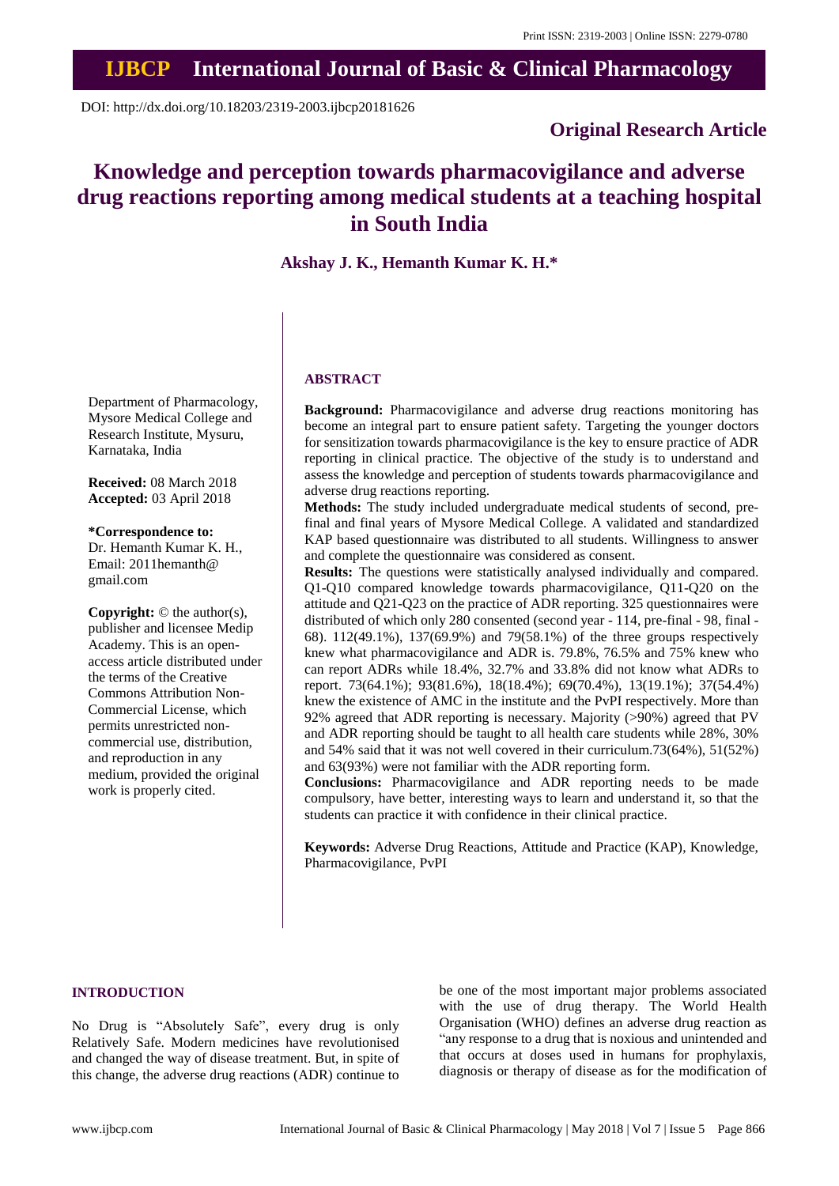Print ISSN: 2319-2003 | Online ISSN: 2279-0780

# IJBCP International Journal of Basic & Clinical Pharmacology

DOI: http://dx.doi.org/10.18203/2319-2003.ijbcp20181626

**Original Research Article**

# Knowledge and perception towards pharmacovigilance and adverse drug reactions reporting among medical students at a teaching hospital in South India

**Akshay J. K., Hemanth Kumar K. H.***

Department of Pharmacology, Mysore Medical College and Research Institute, Mysuru, Karnataka, India

**Received:** 08 March 2018
**Accepted:** 03 April 2018

**\*Correspondence to:**
Dr. Hemanth Kumar K. H.,
Email: 2011hemanth@gmail.com

**Copyright:** © the author(s), publisher and licensee Medip Academy. This is an open-access article distributed under the terms of the Creative Commons Attribution Non-Commercial License, which permits unrestricted non-commercial use, distribution, and reproduction in any medium, provided the original work is properly cited.

## ABSTRACT

**Background:** Pharmacovigilance and adverse drug reactions monitoring has become an integral part to ensure patient safety. Targeting the younger doctors for sensitization towards pharmacovigilance is the key to ensure practice of ADR reporting in clinical practice. The objective of the study is to understand and assess the knowledge and perception of students towards pharmacovigilance and adverse drug reactions reporting.

**Methods:** The study included undergraduate medical students of second, pre-final and final years of Mysore Medical College. A validated and standardized KAP based questionnaire was distributed to all students. Willingness to answer and complete the questionnaire was considered as consent.

**Results:** The questions were statistically analysed individually and compared. Q1-Q10 compared knowledge towards pharmacovigilance, Q11-Q20 on the attitude and Q21-Q23 on the practice of ADR reporting. 325 questionnaires were distributed of which only 280 consented (second year - 114, pre-final - 98, final - 68). 112(49.1%), 137(69.9%) and 79(58.1%) of the three groups respectively knew what pharmacovigilance and ADR is. 79.8%, 76.5% and 75% knew who can report ADRs while 18.4%, 32.7% and 33.8% did not know what ADRs to report. 73(64.1%); 93(81.6%), 18(18.4%); 69(70.4%), 13(19.1%); 37(54.4%) knew the existence of AMC in the institute and the PvPI respectively. More than 92% agreed that ADR reporting is necessary. Majority (>90%) agreed that PV and ADR reporting should be taught to all health care students while 28%, 30% and 54% said that it was not well covered in their curriculum.73(64%), 51(52%) and 63(93%) were not familiar with the ADR reporting form.

**Conclusions:** Pharmacovigilance and ADR reporting needs to be made compulsory, have better, interesting ways to learn and understand it, so that the students can practice it with confidence in their clinical practice.

**Keywords:** Adverse Drug Reactions, Attitude and Practice (KAP), Knowledge, Pharmacovigilance, PvPI

## INTRODUCTION

No Drug is "Absolutely Safe", every drug is only Relatively Safe. Modern medicines have revolutionised and changed the way of disease treatment. But, in spite of this change, the adverse drug reactions (ADR) continue to be one of the most important major problems associated with the use of drug therapy. The World Health Organisation (WHO) defines an adverse drug reaction as "any response to a drug that is noxious and unintended and that occurs at doses used in humans for prophylaxis, diagnosis or therapy of disease as for the modification of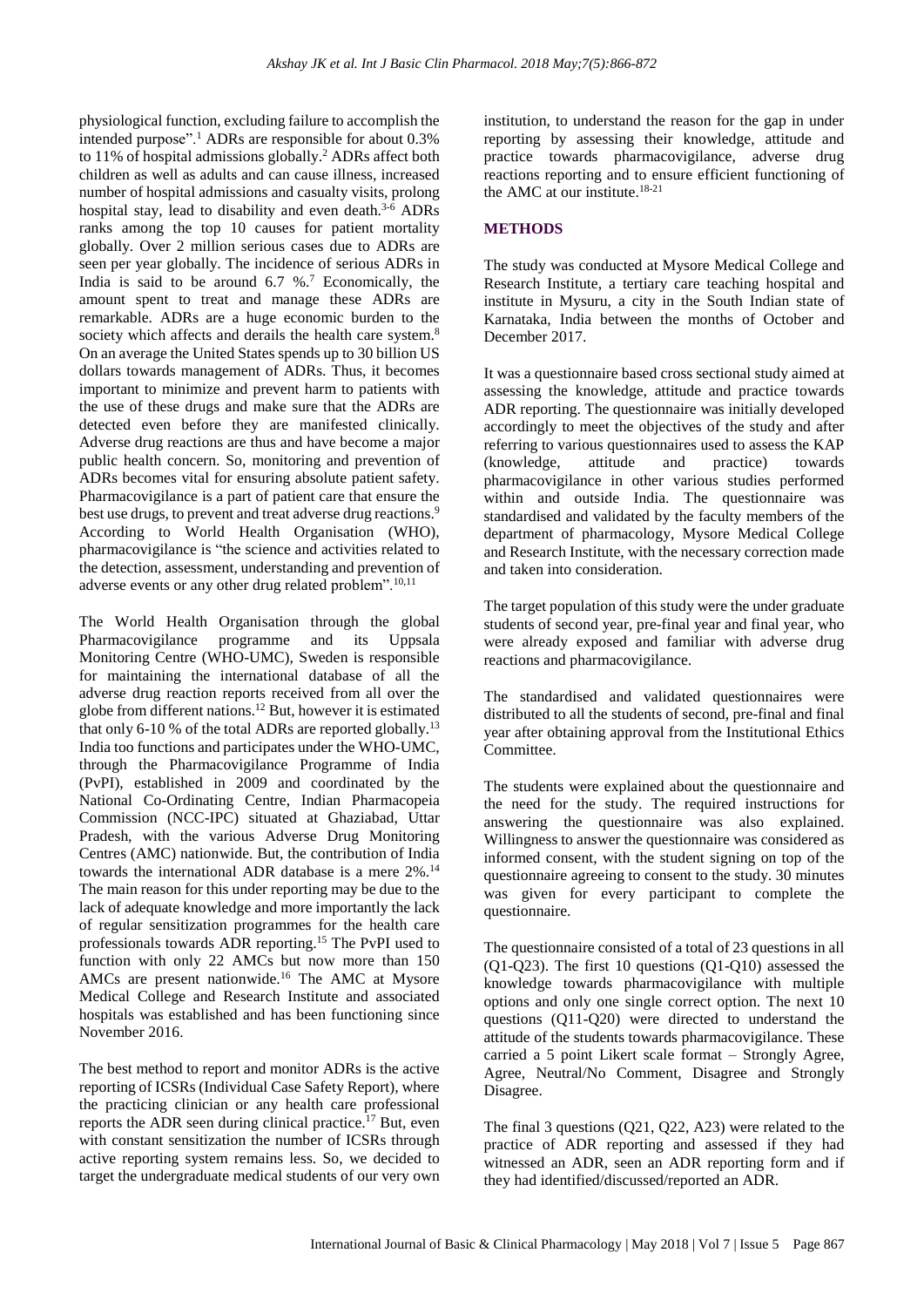physiological function, excluding failure to accomplish the intended purpose".[1] ADRs are responsible for about 0.3% to 11% of hospital admissions globally.[2] ADRs affect both children as well as adults and can cause illness, increased number of hospital admissions and casualty visits, prolong hospital stay, lead to disability and even death.[3-6] ADRs ranks among the top 10 causes for patient mortality globally. Over 2 million serious cases due to ADRs are seen per year globally. The incidence of serious ADRs in India is said to be around 6.7 %.[7] Economically, the amount spent to treat and manage these ADRs are remarkable. ADRs are a huge economic burden to the society which affects and derails the health care system.[8] On an average the United States spends up to 30 billion US dollars towards management of ADRs. Thus, it becomes important to minimize and prevent harm to patients with the use of these drugs and make sure that the ADRs are detected even before they are manifested clinically. Adverse drug reactions are thus and have become a major public health concern. So, monitoring and prevention of ADRs becomes vital for ensuring absolute patient safety. Pharmacovigilance is a part of patient care that ensure the best use drugs, to prevent and treat adverse drug reactions.[9] According to World Health Organisation (WHO), pharmacovigilance is "the science and activities related to the detection, assessment, understanding and prevention of adverse events or any other drug related problem".[10,11]

The World Health Organisation through the global Pharmacovigilance programme and its Uppsala Monitoring Centre (WHO-UMC), Sweden is responsible for maintaining the international database of all the adverse drug reaction reports received from all over the globe from different nations.[12] But, however it is estimated that only 6-10 % of the total ADRs are reported globally.[13] India too functions and participates under the WHO-UMC, through the Pharmacovigilance Programme of India (PvPI), established in 2009 and coordinated by the National Co-Ordinating Centre, Indian Pharmacopeia Commission (NCC-IPC) situated at Ghaziabad, Uttar Pradesh, with the various Adverse Drug Monitoring Centres (AMC) nationwide. But, the contribution of India towards the international ADR database is a mere 2%.[14] The main reason for this under reporting may be due to the lack of adequate knowledge and more importantly the lack of regular sensitization programmes for the health care professionals towards ADR reporting.[15] The PvPI used to function with only 22 AMCs but now more than 150 AMCs are present nationwide.[16] The AMC at Mysore Medical College and Research Institute and associated hospitals was established and has been functioning since November 2016.

The best method to report and monitor ADRs is the active reporting of ICSRs (Individual Case Safety Report), where the practicing clinician or any health care professional reports the ADR seen during clinical practice.[17] But, even with constant sensitization the number of ICSRs through active reporting system remains less. So, we decided to target the undergraduate medical students of our very own institution, to understand the reason for the gap in under reporting by assessing their knowledge, attitude and practice towards pharmacovigilance, adverse drug reactions reporting and to ensure efficient functioning of the AMC at our institute.[18-21]

## METHODS

The study was conducted at Mysore Medical College and Research Institute, a tertiary care teaching hospital and institute in Mysuru, a city in the South Indian state of Karnataka, India between the months of October and December 2017.

It was a questionnaire based cross sectional study aimed at assessing the knowledge, attitude and practice towards ADR reporting. The questionnaire was initially developed accordingly to meet the objectives of the study and after referring to various questionnaires used to assess the KAP (knowledge, attitude and practice) towards pharmacovigilance in other various studies performed within and outside India. The questionnaire was standardised and validated by the faculty members of the department of pharmacology, Mysore Medical College and Research Institute, with the necessary correction made and taken into consideration.

The target population of this study were the under graduate students of second year, pre-final year and final year, who were already exposed and familiar with adverse drug reactions and pharmacovigilance.

The standardised and validated questionnaires were distributed to all the students of second, pre-final and final year after obtaining approval from the Institutional Ethics Committee.

The students were explained about the questionnaire and the need for the study. The required instructions for answering the questionnaire was also explained. Willingness to answer the questionnaire was considered as informed consent, with the student signing on top of the questionnaire agreeing to consent to the study. 30 minutes was given for every participant to complete the questionnaire.

The questionnaire consisted of a total of 23 questions in all (Q1-Q23). The first 10 questions (Q1-Q10) assessed the knowledge towards pharmacovigilance with multiple options and only one single correct option. The next 10 questions (Q11-Q20) were directed to understand the attitude of the students towards pharmacovigilance. These carried a 5 point Likert scale format – Strongly Agree, Agree, Neutral/No Comment, Disagree and Strongly Disagree.

The final 3 questions (Q21, Q22, A23) were related to the practice of ADR reporting and assessed if they had witnessed an ADR, seen an ADR reporting form and if they had identified/discussed/reported an ADR.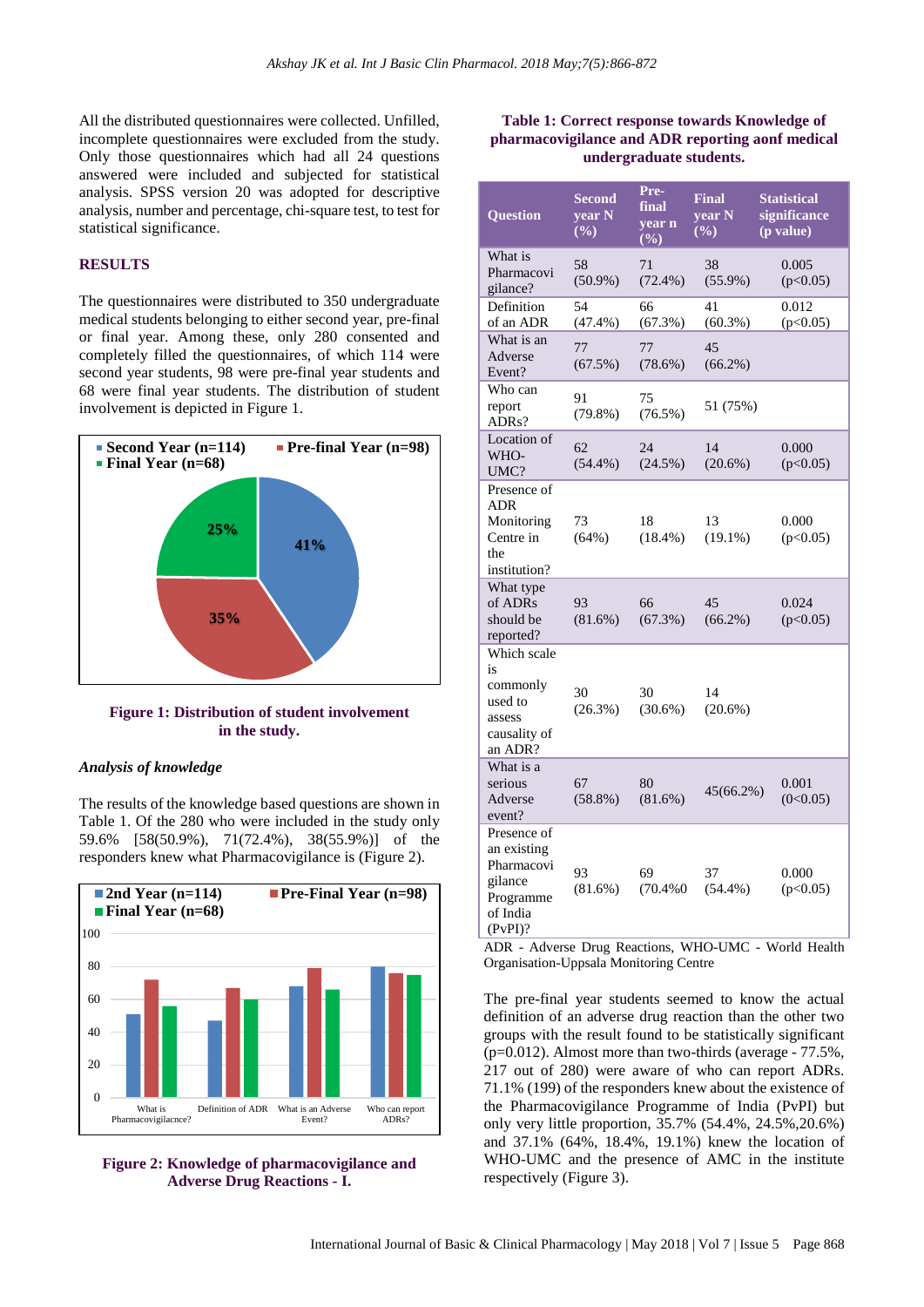All the distributed questionnaires were collected. Unfilled, incomplete questionnaires were excluded from the study. Only those questionnaires which had all 24 questions answered were included and subjected for statistical analysis. SPSS version 20 was adopted for descriptive analysis, number and percentage, chi-square test, to test for statistical significance.

## RESULTS

The questionnaires were distributed to 350 undergraduate medical students belonging to either second year, pre-final or final year. Among these, only 280 consented and completely filled the questionnaires, of which 114 were second year students, 98 were pre-final year students and 68 were final year students. The distribution of student involvement is depicted in Figure 1.

**Figure 1: Distribution of student involvement in the study.**

### *Analysis of knowledge*

The results of the knowledge based questions are shown in Table 1. Of the 280 who were included in the study only 59.6% [58(50.9%), 71(72.4%), 38(55.9%)] of the responders knew what Pharmacovigilance is (Figure 2).

**Figure 2: Knowledge of pharmacovigilance and Adverse Drug Reactions - I.**

**Table 1: Correct response towards Knowledge of pharmacovigilance and ADR reporting aonf medical undergraduate students.**

| Question | Second year N (%) | Pre-final year n (%) | Final year N (%) | Statistical significance (p value) |
|---|---|---|---|---|
| What is Pharmacovigilance? | 58 (50.9%) | 71 (72.4%) | 38 (55.9%) | 0.005 (p<0.05) |
| Definition of an ADR | 54 (47.4%) | 66 (67.3%) | 41 (60.3%) | 0.012 (p<0.05) |
| What is an Adverse Event? | 77 (67.5%) | 77 (78.6%) | 45 (66.2%) | |
| Who can report ADRs? | 91 (79.8%) | 75 (76.5%) | 51 (75%) | |
| Location of WHO-UMC? | 62 (54.4%) | 24 (24.5%) | 14 (20.6%) | 0.000 (p<0.05) |
| Presence of ADR Monitoring Centre in the institution? | 73 (64%) | 18 (18.4%) | 13 (19.1%) | 0.000 (p<0.05) |
| What type of ADRs should be reported? | 93 (81.6%) | 66 (67.3%) | 45 (66.2%) | 0.024 (p<0.05) |
| Which scale is commonly used to assess causality of an ADR? | 30 (26.3%) | 30 (30.6%) | 14 (20.6%) | |
| What is a serious Adverse event? | 67 (58.8%) | 80 (81.6%) | 45(66.2%) | 0.001 (0<0.05) |
| Presence of an existing Pharmacovigilance Programme of India (PvPI)? | 93 (81.6%) | 69 (70.4%0 | 37 (54.4%) | 0.000 (p<0.05) |

ADR - Adverse Drug Reactions, WHO-UMC - World Health Organisation-Uppsala Monitoring Centre

The pre-final year students seemed to know the actual definition of an adverse drug reaction than the other two groups with the result found to be statistically significant (p=0.012). Almost more than two-thirds (average - 77.5%, 217 out of 280) were aware of who can report ADRs. 71.1% (199) of the responders knew about the existence of the Pharmacovigilance Programme of India (PvPI) but only very little proportion, 35.7% (54.4%, 24.5%,20.6%) and 37.1% (64%, 18.4%, 19.1%) knew the location of WHO-UMC and the presence of AMC in the institute respectively (Figure 3).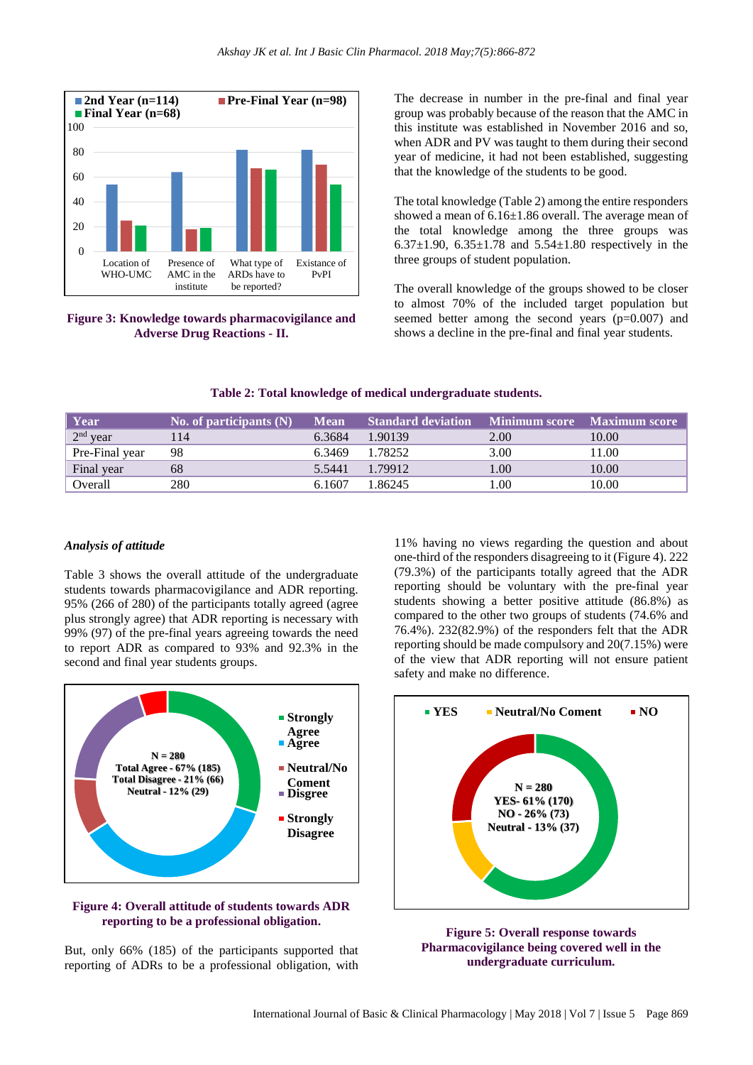Figure 3: Knowledge towards pharmacovigilance and Adverse Drug Reactions - II.

The decrease in number in the pre-final and final year group was probably because of the reason that the AMC in this institute was established in November 2016 and so, when ADR and PV was taught to them during their second year of medicine, it had not been established, suggesting that the knowledge of the students to be good.

The total knowledge (Table 2) among the entire responders showed a mean of 6.16±1.86 overall. The average mean of the total knowledge among the three groups was 6.37±1.90, 6.35±1.78 and 5.54±1.80 respectively in the three groups of student population.

The overall knowledge of the groups showed to be closer to almost 70% of the included target population but seemed better among the second years (p=0.007) and shows a decline in the pre-final and final year students.

**Table 2: Total knowledge of medical undergraduate students.**

| Year | No. of participants (N) | Mean | Standard deviation | Minimum score | Maximum score |
|---|---|---|---|---|---|
| 2nd year | 114 | 6.3684 | 1.90139 | 2.00 | 10.00 |
| Pre-Final year | 98 | 6.3469 | 1.78252 | 3.00 | 11.00 |
| Final year | 68 | 5.5441 | 1.79912 | 1.00 | 10.00 |
| Overall | 280 | 6.1607 | 1.86245 | 1.00 | 10.00 |

### *Analysis of attitude*

Table 3 shows the overall attitude of the undergraduate students towards pharmacovigilance and ADR reporting. 95% (266 of 280) of the participants totally agreed (agree plus strongly agree) that ADR reporting is necessary with 99% (97) of the pre-final years agreeing towards the need to report ADR as compared to 93% and 92.3% in the second and final year students groups.

Figure 4: Overall attitude of students towards ADR reporting to be a professional obligation.

But, only 66% (185) of the participants supported that reporting of ADRs to be a professional obligation, with 11% having no views regarding the question and about one-third of the responders disagreeing to it (Figure 4). 222 (79.3%) of the participants totally agreed that the ADR reporting should be voluntary with the pre-final year students showing a better positive attitude (86.8%) as compared to the other two groups of students (74.6% and 76.4%). 232(82.9%) of the responders felt that the ADR reporting should be made compulsory and 20(7.15%) were of the view that ADR reporting will not ensure patient safety and make no difference.

Figure 5: Overall response towards Pharmacovigilance being covered well in the undergraduate curriculum.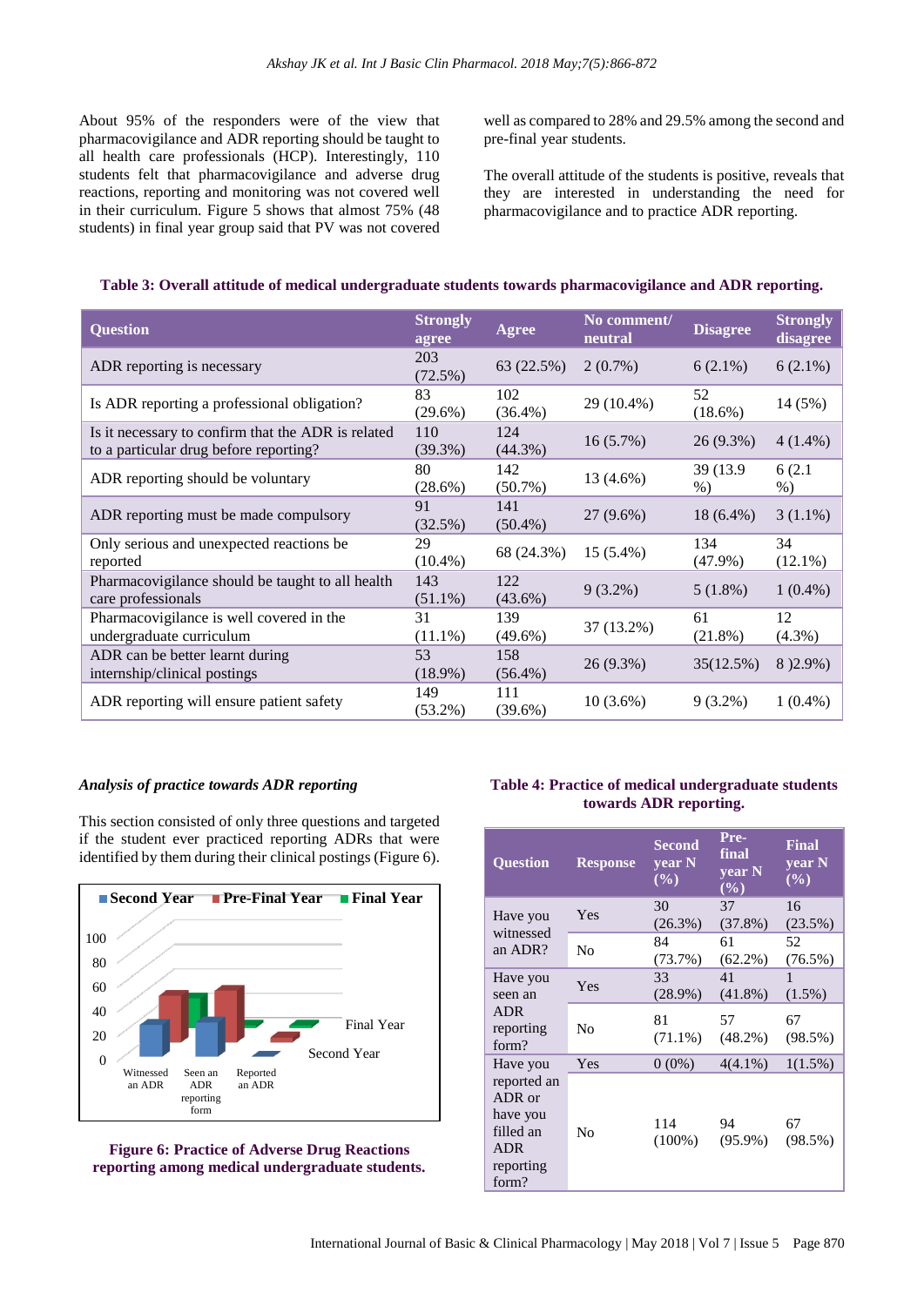About 95% of the responders were of the view that pharmacovigilance and ADR reporting should be taught to all health care professionals (HCP). Interestingly, 110 students felt that pharmacovigilance and adverse drug reactions, reporting and monitoring was not covered well in their curriculum. Figure 5 shows that almost 75% (48 students) in final year group said that PV was not covered well as compared to 28% and 29.5% among the second and pre-final year students.

The overall attitude of the students is positive, reveals that they are interested in understanding the need for pharmacovigilance and to practice ADR reporting.

**Table 3: Overall attitude of medical undergraduate students towards pharmacovigilance and ADR reporting.**

| Question | Strongly agree | Agree | No comment/ neutral | Disagree | Strongly disagree |
|---|---|---|---|---|---|
| ADR reporting is necessary | 203 (72.5%) | 63 (22.5%) | 2 (0.7%) | 6 (2.1%) | 6 (2.1%) |
| Is ADR reporting a professional obligation? | 83 (29.6%) | 102 (36.4%) | 29 (10.4%) | 52 (18.6%) | 14 (5%) |
| Is it necessary to confirm that the ADR is related to a particular drug before reporting? | 110 (39.3%) | 124 (44.3%) | 16 (5.7%) | 26 (9.3%) | 4 (1.4%) |
| ADR reporting should be voluntary | 80 (28.6%) | 142 (50.7%) | 13 (4.6%) | 39 (13.9 %) | 6 (2.1 %) |
| ADR reporting must be made compulsory | 91 (32.5%) | 141 (50.4%) | 27 (9.6%) | 18 (6.4%) | 3 (1.1%) |
| Only serious and unexpected reactions be reported | 29 (10.4%) | 68 (24.3%) | 15 (5.4%) | 134 (47.9%) | 34 (12.1%) |
| Pharmacovigilance should be taught to all health care professionals | 143 (51.1%) | 122 (43.6%) | 9 (3.2%) | 5 (1.8%) | 1 (0.4%) |
| Pharmacovigilance is well covered in the undergraduate curriculum | 31 (11.1%) | 139 (49.6%) | 37 (13.2%) | 61 (21.8%) | 12 (4.3%) |
| ADR can be better learnt during internship/clinical postings | 53 (18.9%) | 158 (56.4%) | 26 (9.3%) | 35(12.5%) | 8 )2.9%) |
| ADR reporting will ensure patient safety | 149 (53.2%) | 111 (39.6%) | 10 (3.6%) | 9 (3.2%) | 1 (0.4%) |

### *Analysis of practice towards ADR reporting*

This section consisted of only three questions and targeted if the student ever practiced reporting ADRs that were identified by them during their clinical postings (Figure 6).

**Figure 6: Practice of Adverse Drug Reactions reporting among medical undergraduate students.**

**Table 4: Practice of medical undergraduate students towards ADR reporting.**

| Question | Response | Second year N (%) | Pre-final year N (%) | Final year N (%) |
|---|---|---|---|---|
| Have you witnessed an ADR? | Yes | 30 (26.3%) | 37 (37.8%) | 16 (23.5%) |
| | No | 84 (73.7%) | 61 (62.2%) | 52 (76.5%) |
| Have you seen an ADR reporting form? | Yes | 33 (28.9%) | 41 (41.8%) | 1 (1.5%) |
| | No | 81 (71.1%) | 57 (48.2%) | 67 (98.5%) |
| Have you reported an ADR or have you filled an ADR reporting form? | Yes | 0 (0%) | 4(4.1%) | 1(1.5%) |
| | No | 114 (100%) | 94 (95.9%) | 67 (98.5%) |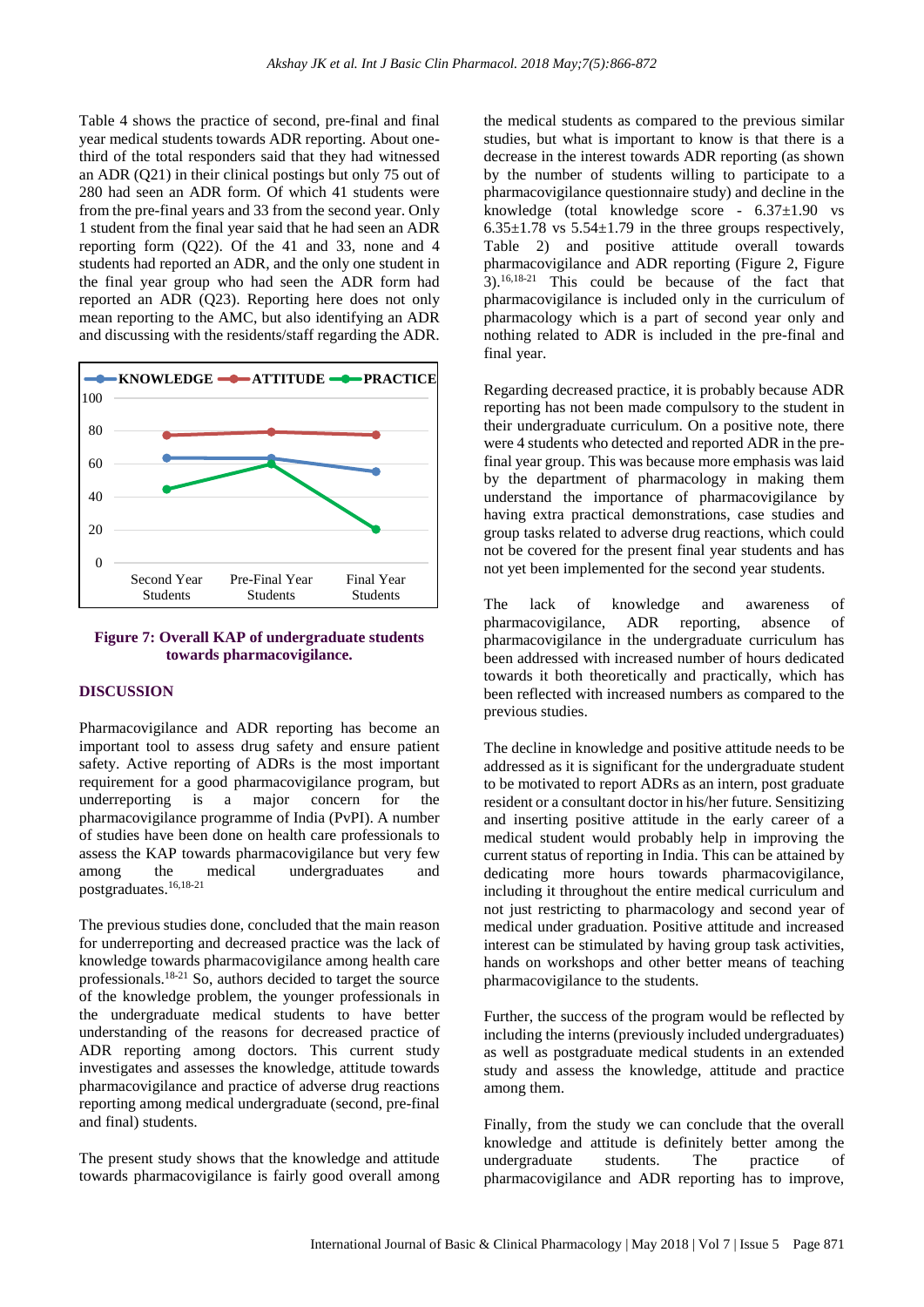Table 4 shows the practice of second, pre-final and final year medical students towards ADR reporting. About one-third of the total responders said that they had witnessed an ADR (Q21) in their clinical postings but only 75 out of 280 had seen an ADR form. Of which 41 students were from the pre-final years and 33 from the second year. Only 1 student from the final year said that he had seen an ADR reporting form (Q22). Of the 41 and 33, none and 4 students had reported an ADR, and the only one student in the final year group who had seen the ADR form had reported an ADR (Q23). Reporting here does not only mean reporting to the AMC, but also identifying an ADR and discussing with the residents/staff regarding the ADR.

**Figure 7: Overall KAP of undergraduate students towards pharmacovigilance.**

## DISCUSSION

Pharmacovigilance and ADR reporting has become an important tool to assess drug safety and ensure patient safety. Active reporting of ADRs is the most important requirement for a good pharmacovigilance program, but underreporting is a major concern for the pharmacovigilance programme of India (PvPI). A number of studies have been done on health care professionals to assess the KAP towards pharmacovigilance but very few among the medical undergraduates and postgraduates.[16,18-21]

The previous studies done, concluded that the main reason for underreporting and decreased practice was the lack of knowledge towards pharmacovigilance among health care professionals.[18-21] So, authors decided to target the source of the knowledge problem, the younger professionals in the undergraduate medical students to have better understanding of the reasons for decreased practice of ADR reporting among doctors. This current study investigates and assesses the knowledge, attitude towards pharmacovigilance and practice of adverse drug reactions reporting among medical undergraduate (second, pre-final and final) students.

The present study shows that the knowledge and attitude towards pharmacovigilance is fairly good overall among the medical students as compared to the previous similar studies, but what is important to know is that there is a decrease in the interest towards ADR reporting (as shown by the number of students willing to participate to a pharmacovigilance questionnaire study) and decline in the knowledge (total knowledge score - 6.37±1.90 vs 6.35±1.78 vs 5.54±1.79 in the three groups respectively, Table 2) and positive attitude overall towards pharmacovigilance and ADR reporting (Figure 2, Figure 3).[16,18-21] This could be because of the fact that pharmacovigilance is included only in the curriculum of pharmacology which is a part of second year only and nothing related to ADR is included in the pre-final and final year.

Regarding decreased practice, it is probably because ADR reporting has not been made compulsory to the student in their undergraduate curriculum. On a positive note, there were 4 students who detected and reported ADR in the pre-final year group. This was because more emphasis was laid by the department of pharmacology in making them understand the importance of pharmacovigilance by having extra practical demonstrations, case studies and group tasks related to adverse drug reactions, which could not be covered for the present final year students and has not yet been implemented for the second year students.

The lack of knowledge and awareness of pharmacovigilance, ADR reporting, absence of pharmacovigilance in the undergraduate curriculum has been addressed with increased number of hours dedicated towards it both theoretically and practically, which has been reflected with increased numbers as compared to the previous studies.

The decline in knowledge and positive attitude needs to be addressed as it is significant for the undergraduate student to be motivated to report ADRs as an intern, post graduate resident or a consultant doctor in his/her future. Sensitizing and inserting positive attitude in the early career of a medical student would probably help in improving the current status of reporting in India. This can be attained by dedicating more hours towards pharmacovigilance, including it throughout the entire medical curriculum and not just restricting to pharmacology and second year of medical under graduation. Positive attitude and increased interest can be stimulated by having group task activities, hands on workshops and other better means of teaching pharmacovigilance to the students.

Further, the success of the program would be reflected by including the interns (previously included undergraduates) as well as postgraduate medical students in an extended study and assess the knowledge, attitude and practice among them.

Finally, from the study we can conclude that the overall knowledge and attitude is definitely better among the undergraduate students. The practice of pharmacovigilance and ADR reporting has to improve,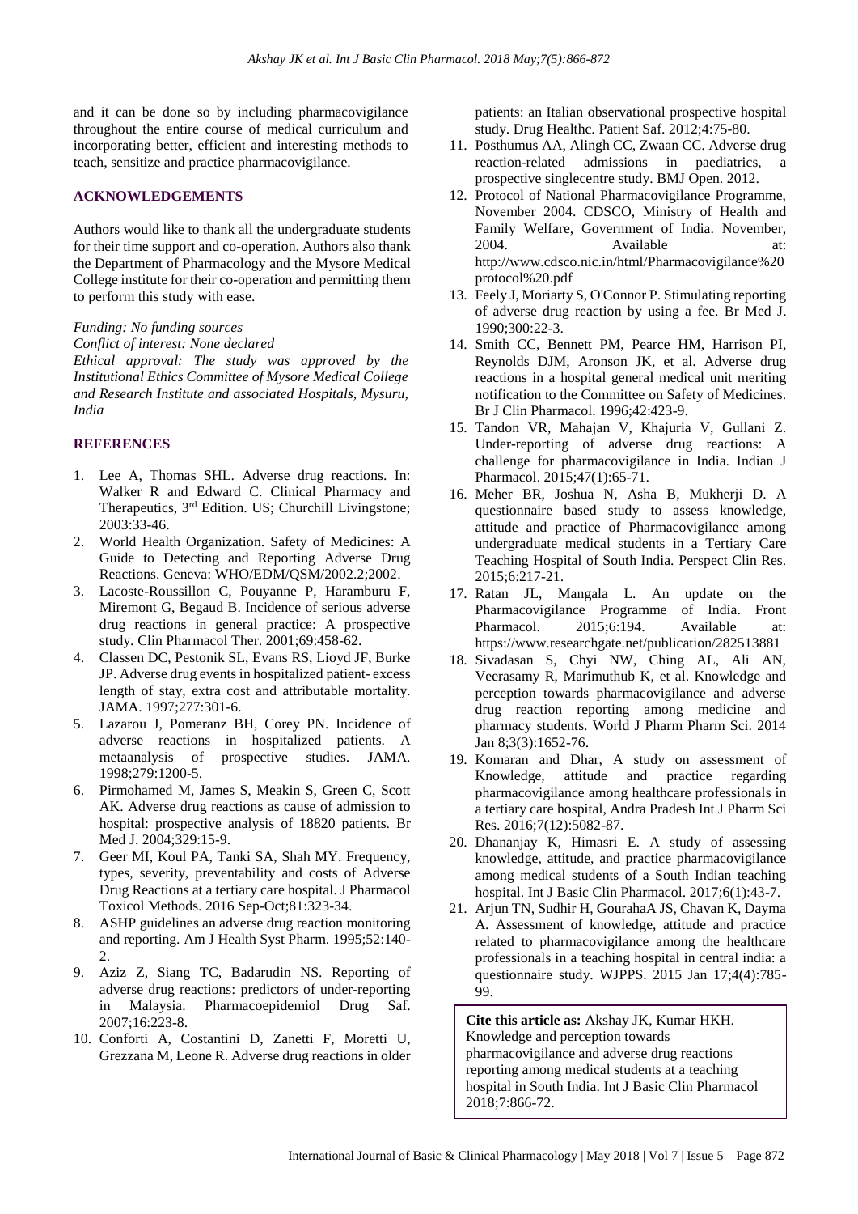and it can be done so by including pharmacovigilance throughout the entire course of medical curriculum and incorporating better, efficient and interesting methods to teach, sensitize and practice pharmacovigilance.

## ACKNOWLEDGEMENTS

Authors would like to thank all the undergraduate students for their time support and co-operation. Authors also thank the Department of Pharmacology and the Mysore Medical College institute for their co-operation and permitting them to perform this study with ease.

*Funding: No funding sources*
*Conflict of interest: None declared*
*Ethical approval: The study was approved by the Institutional Ethics Committee of Mysore Medical College and Research Institute and associated Hospitals, Mysuru, India*

## REFERENCES

1. Lee A, Thomas SHL. Adverse drug reactions. In: Walker R and Edward C. Clinical Pharmacy and Therapeutics, 3rd Edition. US; Churchill Livingstone; 2003:33-46.
2. World Health Organization. Safety of Medicines: A Guide to Detecting and Reporting Adverse Drug Reactions. Geneva: WHO/EDM/QSM/2002.2;2002.
3. Lacoste-Roussillon C, Pouyanne P, Haramburu F, Miremont G, Begaud B. Incidence of serious adverse drug reactions in general practice: A prospective study. Clin Pharmacol Ther. 2001;69:458-62.
4. Classen DC, Pestonik SL, Evans RS, Lioyd JF, Burke JP. Adverse drug events in hospitalized patient- excess length of stay, extra cost and attributable mortality. JAMA. 1997;277:301-6.
5. Lazarou J, Pomeranz BH, Corey PN. Incidence of adverse reactions in hospitalized patients. A metaanalysis of prospective studies. JAMA. 1998;279:1200-5.
6. Pirmohamed M, James S, Meakin S, Green C, Scott AK. Adverse drug reactions as cause of admission to hospital: prospective analysis of 18820 patients. Br Med J. 2004;329:15-9.
7. Geer MI, Koul PA, Tanki SA, Shah MY. Frequency, types, severity, preventability and costs of Adverse Drug Reactions at a tertiary care hospital. J Pharmacol Toxicol Methods. 2016 Sep-Oct;81:323-34.
8. ASHP guidelines an adverse drug reaction monitoring and reporting. Am J Health Syst Pharm. 1995;52:140-2.
9. Aziz Z, Siang TC, Badarudin NS. Reporting of adverse drug reactions: predictors of under-reporting in Malaysia. Pharmacoepidemiol Drug Saf. 2007;16:223-8.
10. Conforti A, Costantini D, Zanetti F, Moretti U, Grezzana M, Leone R. Adverse drug reactions in older patients: an Italian observational prospective hospital study. Drug Healthc. Patient Saf. 2012;4:75-80.
11. Posthumus AA, Alingh CC, Zwaan CC. Adverse drug reaction-related admissions in paediatrics, a prospective singlecentre study. BMJ Open. 2012.
12. Protocol of National Pharmacovigilance Programme, November 2004. CDSCO, Ministry of Health and Family Welfare, Government of India. November, 2004. Available at: http://www.cdsco.nic.in/html/Pharmacovigilance%20protocol%20.pdf
13. Feely J, Moriarty S, O'Connor P. Stimulating reporting of adverse drug reaction by using a fee. Br Med J. 1990;300:22-3.
14. Smith CC, Bennett PM, Pearce HM, Harrison PI, Reynolds DJM, Aronson JK, et al. Adverse drug reactions in a hospital general medical unit meriting notification to the Committee on Safety of Medicines. Br J Clin Pharmacol. 1996;42:423-9.
15. Tandon VR, Mahajan V, Khajuria V, Gullani Z. Under-reporting of adverse drug reactions: A challenge for pharmacovigilance in India. Indian J Pharmacol. 2015;47(1):65-71.
16. Meher BR, Joshua N, Asha B, Mukherji D. A questionnaire based study to assess knowledge, attitude and practice of Pharmacovigilance among undergraduate medical students in a Tertiary Care Teaching Hospital of South India. Perspect Clin Res. 2015;6:217-21.
17. Ratan JL, Mangala L. An update on the Pharmacovigilance Programme of India. Front Pharmacol. 2015;6:194. Available at: https://www.researchgate.net/publication/282513881
18. Sivadasan S, Chyi NW, Ching AL, Ali AN, Veerasamy R, Marimuthub K, et al. Knowledge and perception towards pharmacovigilance and adverse drug reaction reporting among medicine and pharmacy students. World J Pharm Pharm Sci. 2014 Jan 8;3(3):1652-76.
19. Komaran and Dhar, A study on assessment of Knowledge, attitude and practice regarding pharmacovigilance among healthcare professionals in a tertiary care hospital, Andra Pradesh Int J Pharm Sci Res. 2016;7(12):5082-87.
20. Dhananjay K, Himasri E. A study of assessing knowledge, attitude, and practice pharmacovigilance among medical students of a South Indian teaching hospital. Int J Basic Clin Pharmacol. 2017;6(1):43-7.
21. Arjun TN, Sudhir H, GourahaA JS, Chavan K, Dayma A. Assessment of knowledge, attitude and practice related to pharmacovigilance among the healthcare professionals in a teaching hospital in central india: a questionnaire study. WJPPS. 2015 Jan 17;4(4):785-99.

**Cite this article as:** Akshay JK, Kumar HKH. Knowledge and perception towards pharmacovigilance and adverse drug reactions reporting among medical students at a teaching hospital in South India. Int J Basic Clin Pharmacol 2018;7:866-72.